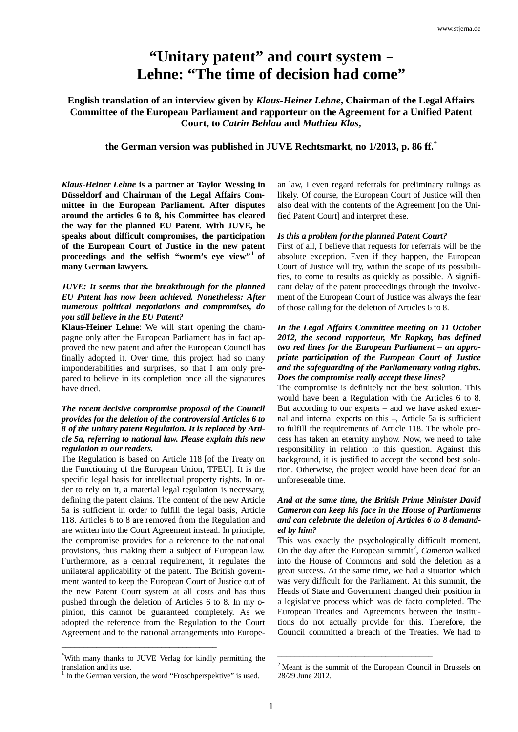# "Unitary patent" and court system – Lehne: "The time of decision had come"

**English translation of an interview given by *Klaus-Heiner Lehne*, Chairman of the Legal Affairs Committee of the European Parliament and rapporteur on the Agreement for a Unified Patent Court, to *Catrin Behlau* and *Mathieu Klos*,**

**the German version was published in JUVE Rechtsmarkt, no 1/2013, p. 86 ff.[*]**

***Klaus-Heiner Lehne* is a partner at Taylor Wessing in Düsseldorf and Chairman of the Legal Affairs Committee in the European Parliament. After disputes around the articles 6 to 8, his Committee has cleared the way for the planned EU Patent. With JUVE, he speaks about difficult compromises, the participation of the European Court of Justice in the new patent proceedings and the selfish "worm's eye view"[1] of many German lawyers.**

***JUVE: It seems that the breakthrough for the planned EU Patent has now been achieved. Nonetheless: After numerous political negotiations and compromises, do you still believe in the EU Patent?***

**Klaus-Heiner Lehne**: We will start opening the champagne only after the European Parliament has in fact approved the new patent and after the European Council has finally adopted it. Over time, this project had so many imponderabilities and surprises, so that I am only prepared to believe in its completion once all the signatures have dried.

***The recent decisive compromise proposal of the Council provides for the deletion of the controversial Articles 6 to 8 of the unitary patent Regulation. It is replaced by Article 5a, referring to national law. Please explain this new regulation to our readers.***

The Regulation is based on Article 118 [of the Treaty on the Functioning of the European Union, TFEU]. It is the specific legal basis for intellectual property rights. In order to rely on it, a material legal regulation is necessary, defining the patent claims. The content of the new Article 5a is sufficient in order to fulfill the legal basis, Article 118. Articles 6 to 8 are removed from the Regulation and are written into the Court Agreement instead. In principle, the compromise provides for a reference to the national provisions, thus making them a subject of European law. Furthermore, as a central requirement, it regulates the unilateral applicability of the patent. The British government wanted to keep the European Court of Justice out of the new Patent Court system at all costs and has thus pushed through the deletion of Articles 6 to 8. In my opinion, this cannot be guaranteed completely. As we adopted the reference from the Regulation to the Court Agreement and to the national arrangements into European law, I even regard referrals for preliminary rulings as likely. Of course, the European Court of Justice will then also deal with the contents of the Agreement [on the Unified Patent Court] and interpret these.

***Is this a problem for the planned Patent Court?***

First of all, I believe that requests for referrals will be the absolute exception. Even if they happen, the European Court of Justice will try, within the scope of its possibilities, to come to results as quickly as possible. A significant delay of the patent proceedings through the involvement of the European Court of Justice was always the fear of those calling for the deletion of Articles 6 to 8.

***In the Legal Affairs Committee meeting on 11 October 2012, the second rapporteur, Mr Rapkay, has defined two red lines for the European Parliament – an appropriate participation of the European Court of Justice and the safeguarding of the Parliamentary voting rights. Does the compromise really accept these lines?***

The compromise is definitely not the best solution. This would have been a Regulation with the Articles 6 to 8. But according to our experts – and we have asked external and internal experts on this –, Article 5a is sufficient to fulfill the requirements of Article 118. The whole process has taken an eternity anyhow. Now, we need to take responsibility in relation to this question. Against this background, it is justified to accept the second best solution. Otherwise, the project would have been dead for an unforeseeable time.

***And at the same time, the British Prime Minister David Cameron can keep his face in the House of Parliaments and can celebrate the deletion of Articles 6 to 8 demanded by him?***

This was exactly the psychologically difficult moment. On the day after the European summit[2], *Cameron* walked into the House of Commons and sold the deletion as a great success. At the same time, we had a situation which was very difficult for the Parliament. At this summit, the Heads of State and Government changed their position in a legislative process which was de facto completed. The European Treaties and Agreements between the institutions do not actually provide for this. Therefore, the Council committed a breach of the Treaties. We had to

[*] With many thanks to JUVE Verlag for kindly permitting the translation and its use.

[1] In the German version, the word "Froschperspektive" is used.

[2] Meant is the summit of the European Council in Brussels on 28/29 June 2012.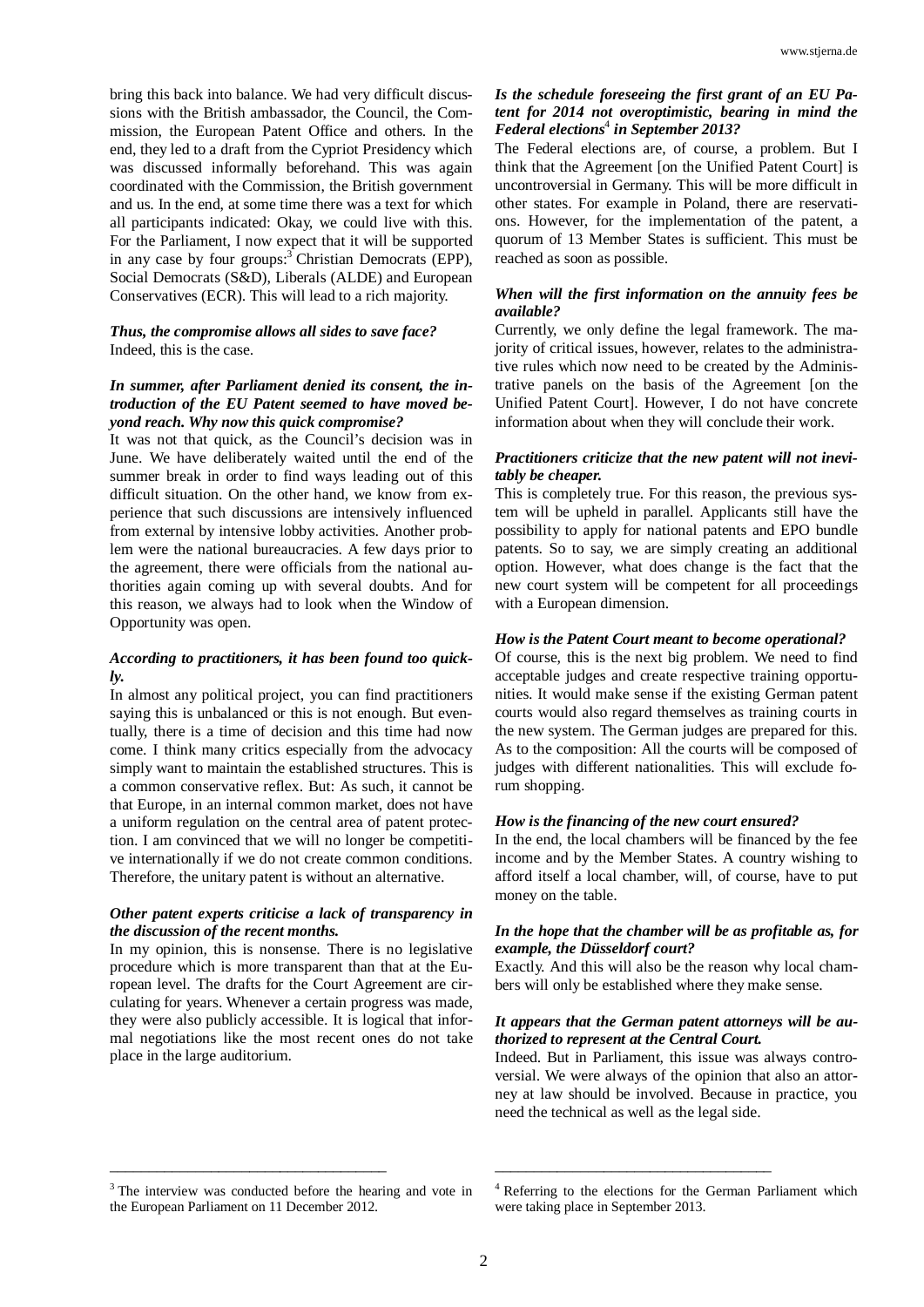bring this back into balance. We had very difficult discussions with the British ambassador, the Council, the Commission, the European Patent Office and others. In the end, they led to a draft from the Cypriot Presidency which was discussed informally beforehand. This was again coordinated with the Commission, the British government and us. In the end, at some time there was a text for which all participants indicated: Okay, we could live with this. For the Parliament, I now expect that it will be supported in any case by four groups:[3] Christian Democrats (EPP), Social Democrats (S&D), Liberals (ALDE) and European Conservatives (ECR). This will lead to a rich majority.

***Thus, the compromise allows all sides to save face?***
Indeed, this is the case.

***In summer, after Parliament denied its consent, the introduction of the EU Patent seemed to have moved beyond reach. Why now this quick compromise?***
It was not that quick, as the Council's decision was in June. We have deliberately waited until the end of the summer break in order to find ways leading out of this difficult situation. On the other hand, we know from experience that such discussions are intensively influenced from external by intensive lobby activities. Another problem were the national bureaucracies. A few days prior to the agreement, there were officials from the national authorities again coming up with several doubts. And for this reason, we always had to look when the Window of Opportunity was open.

***According to practitioners, it has been found too quickly.***
In almost any political project, you can find practitioners saying this is unbalanced or this is not enough. But eventually, there is a time of decision and this time had now come. I think many critics especially from the advocacy simply want to maintain the established structures. This is a common conservative reflex. But: As such, it cannot be that Europe, in an internal common market, does not have a uniform regulation on the central area of patent protection. I am convinced that we will no longer be competitive internationally if we do not create common conditions. Therefore, the unitary patent is without an alternative.

***Other patent experts criticise a lack of transparency in the discussion of the recent months.***
In my opinion, this is nonsense. There is no legislative procedure which is more transparent than that at the European level. The drafts for the Court Agreement are circulating for years. Whenever a certain progress was made, they were also publicly accessible. It is logical that informal negotiations like the most recent ones do not take place in the large auditorium.

***Is the schedule foreseeing the first grant of an EU Patent for 2014 not overoptimistic, bearing in mind the Federal elections[4] in September 2013?***
The Federal elections are, of course, a problem. But I think that the Agreement [on the Unified Patent Court] is uncontroversial in Germany. This will be more difficult in other states. For example in Poland, there are reservations. However, for the implementation of the patent, a quorum of 13 Member States is sufficient. This must be reached as soon as possible.

***When will the first information on the annuity fees be available?***
Currently, we only define the legal framework. The majority of critical issues, however, relates to the administrative rules which now need to be created by the Administrative panels on the basis of the Agreement [on the Unified Patent Court]. However, I do not have concrete information about when they will conclude their work.

***Practitioners criticize that the new patent will not inevitably be cheaper.***
This is completely true. For this reason, the previous system will be upheld in parallel. Applicants still have the possibility to apply for national patents and EPO bundle patents. So to say, we are simply creating an additional option. However, what does change is the fact that the new court system will be competent for all proceedings with a European dimension.

***How is the Patent Court meant to become operational?***
Of course, this is the next big problem. We need to find acceptable judges and create respective training opportunities. It would make sense if the existing German patent courts would also regard themselves as training courts in the new system. The German judges are prepared for this. As to the composition: All the courts will be composed of judges with different nationalities. This will exclude forum shopping.

***How is the financing of the new court ensured?***
In the end, the local chambers will be financed by the fee income and by the Member States. A country wishing to afford itself a local chamber, will, of course, have to put money on the table.

***In the hope that the chamber will be as profitable as, for example, the Düsseldorf court?***
Exactly. And this will also be the reason why local chambers will only be established where they make sense.

***It appears that the German patent attorneys will be authorized to represent at the Central Court.***
Indeed. But in Parliament, this issue was always controversial. We were always of the opinion that also an attorney at law should be involved. Because in practice, you need the technical as well as the legal side.

---

[3] The interview was conducted before the hearing and vote in the European Parliament on 11 December 2012.

[4] Referring to the elections for the German Parliament which were taking place in September 2013.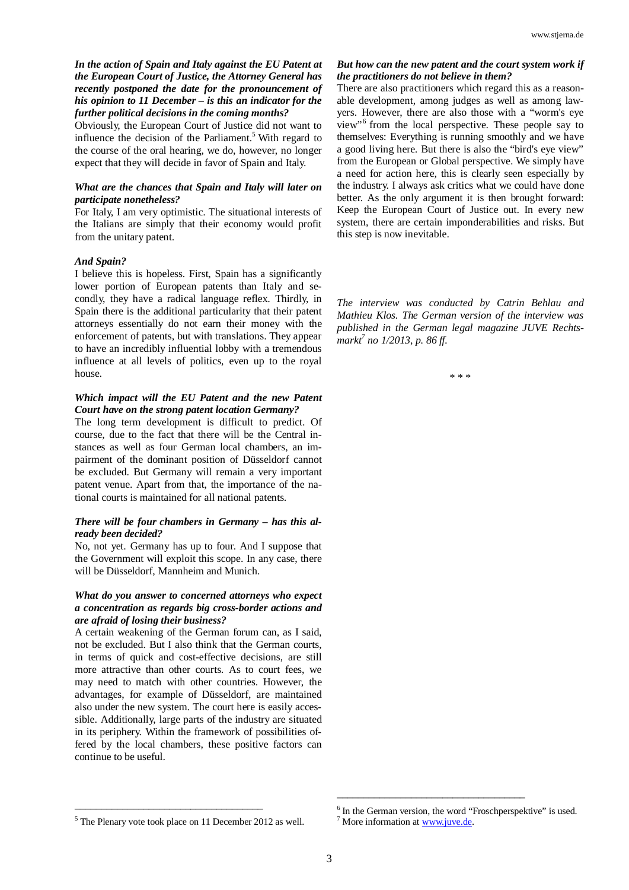***In the action of Spain and Italy against the EU Patent at the European Court of Justice, the Attorney General has recently postponed the date for the pronouncement of his opinion to 11 December – is this an indicator for the further political decisions in the coming months?***

Obviously, the European Court of Justice did not want to influence the decision of the Parliament.[5] With regard to the course of the oral hearing, we do, however, no longer expect that they will decide in favor of Spain and Italy.

***What are the chances that Spain and Italy will later on participate nonetheless?***

For Italy, I am very optimistic. The situational interests of the Italians are simply that their economy would profit from the unitary patent.

***And Spain?***

I believe this is hopeless. First, Spain has a significantly lower portion of European patents than Italy and secondly, they have a radical language reflex. Thirdly, in Spain there is the additional particularity that their patent attorneys essentially do not earn their money with the enforcement of patents, but with translations. They appear to have an incredibly influential lobby with a tremendous influence at all levels of politics, even up to the royal house.

***Which impact will the EU Patent and the new Patent Court have on the strong patent location Germany?***

The long term development is difficult to predict. Of course, due to the fact that there will be the Central instances as well as four German local chambers, an impairment of the dominant position of Düsseldorf cannot be excluded. But Germany will remain a very important patent venue. Apart from that, the importance of the national courts is maintained for all national patents.

***There will be four chambers in Germany – has this already been decided?***

No, not yet. Germany has up to four. And I suppose that the Government will exploit this scope. In any case, there will be Düsseldorf, Mannheim and Munich.

***What do you answer to concerned attorneys who expect a concentration as regards big cross-border actions and are afraid of losing their business?***

A certain weakening of the German forum can, as I said, not be excluded. But I also think that the German courts, in terms of quick and cost-effective decisions, are still more attractive than other courts. As to court fees, we may need to match with other countries. However, the advantages, for example of Düsseldorf, are maintained also under the new system. The court here is easily accessible. Additionally, large parts of the industry are situated in its periphery. Within the framework of possibilities offered by the local chambers, these positive factors can continue to be useful.

***But how can the new patent and the court system work if the practitioners do not believe in them?***

There are also practitioners which regard this as a reasonable development, among judges as well as among lawyers. However, there are also those with a "worm's eye view"[6] from the local perspective. These people say to themselves: Everything is running smoothly and we have a good living here. But there is also the "bird's eye view" from the European or Global perspective. We simply have a need for action here, this is clearly seen especially by the industry. I always ask critics what we could have done better. As the only argument it is then brought forward: Keep the European Court of Justice out. In every new system, there are certain imponderabilities and risks. But this step is now inevitable.

*The interview was conducted by Catrin Behlau and Mathieu Klos. The German version of the interview was published in the German legal magazine JUVE Rechtsmarkt[7] no 1/2013, p. 86 ff.*

\* \* \*

---

[5] The Plenary vote took place on 11 December 2012 as well.

[6] In the German version, the word "Froschperspektive" is used.

[7] More information at www.juve.de.